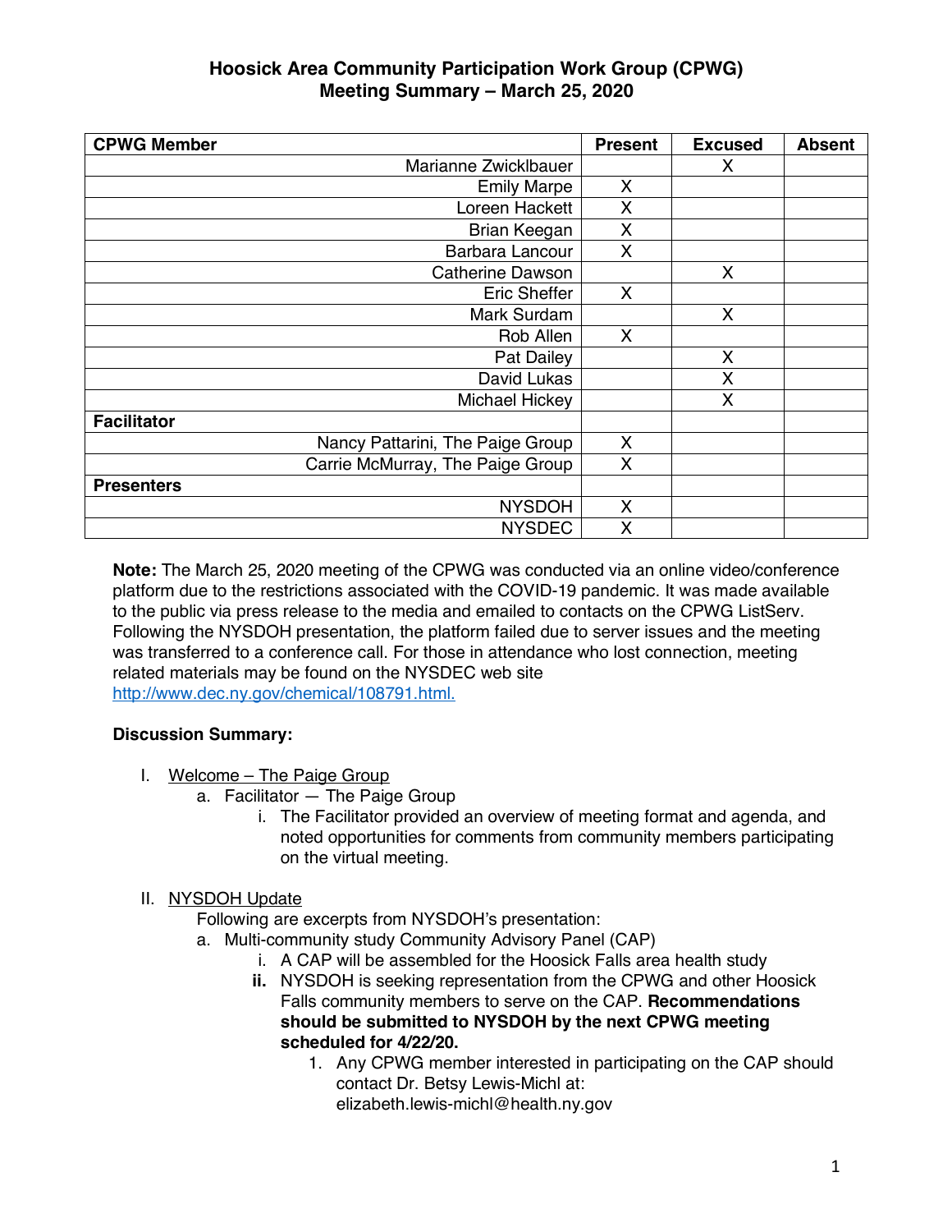# Hoosick Area Community Participation Work Group (CPWG)
# Meeting Summary – March 25, 2020

| CPWG Member | Present | Excused | Absent |
|---|---|---|---|
| Marianne Zwicklbauer | | X | |
| Emily Marpe | X | | |
| Loreen Hackett | X | | |
| Brian Keegan | X | | |
| Barbara Lancour | X | | |
| Catherine Dawson | | X | |
| Eric Sheffer | X | | |
| Mark Surdam | | X | |
| Rob Allen | X | | |
| Pat Dailey | | X | |
| David Lukas | | X | |
| Michael Hickey | | X | |
| **Facilitator** | | | |
| Nancy Pattarini, The Paige Group | X | | |
| Carrie McMurray, The Paige Group | X | | |
| **Presenters** | | | |
| NYSDOH | X | | |
| NYSDEC | X | | |

**Note:** The March 25, 2020 meeting of the CPWG was conducted via an online video/conference platform due to the restrictions associated with the COVID-19 pandemic. It was made available to the public via press release to the media and emailed to contacts on the CPWG ListServ. Following the NYSDOH presentation, the platform failed due to server issues and the meeting was transferred to a conference call. For those in attendance who lost connection, meeting related materials may be found on the NYSDEC web site http://www.dec.ny.gov/chemical/108791.html.

**Discussion Summary:**

I. Welcome – The Paige Group
   a. Facilitator — The Paige Group
      i. The Facilitator provided an overview of meeting format and agenda, and noted opportunities for comments from community members participating on the virtual meeting.

II. NYSDOH Update
   Following are excerpts from NYSDOH's presentation:
   a. Multi-community study Community Advisory Panel (CAP)
      i. A CAP will be assembled for the Hoosick Falls area health study
      ii. NYSDOH is seeking representation from the CPWG and other Hoosick Falls community members to serve on the CAP. **Recommendations should be submitted to NYSDOH by the next CPWG meeting scheduled for 4/22/20.**
         1. Any CPWG member interested in participating on the CAP should contact Dr. Betsy Lewis-Michl at: elizabeth.lewis-michl@health.ny.gov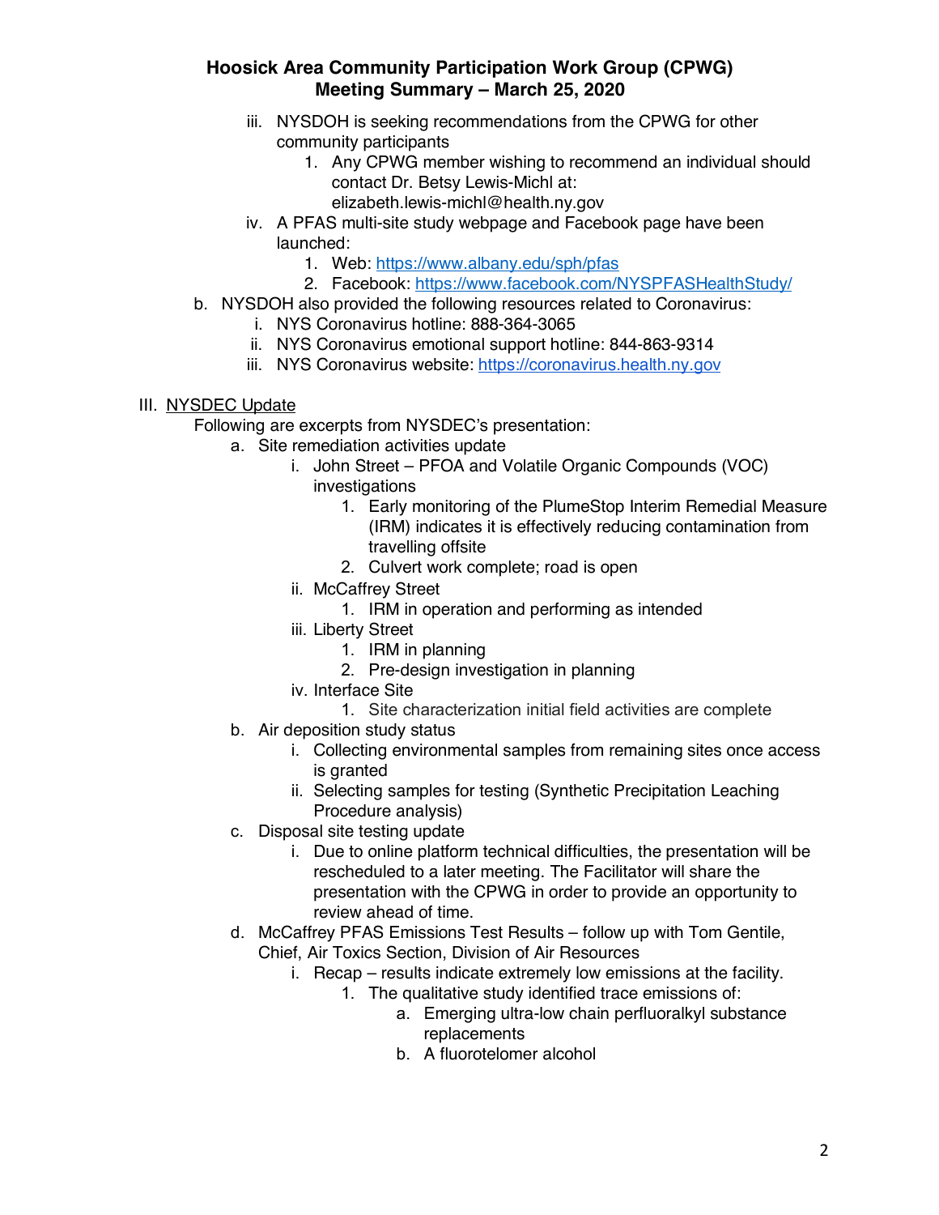iii. NYSDOH is seeking recommendations from the CPWG for other community participants
    1. Any CPWG member wishing to recommend an individual should contact Dr. Betsy Lewis-Michl at: elizabeth.lewis-michl@health.ny.gov

iv. A PFAS multi-site study webpage and Facebook page have been launched:
    1. Web: https://www.albany.edu/sph/pfas
    2. Facebook: https://www.facebook.com/NYSPFASHealthStudy/

b. NYSDOH also provided the following resources related to Coronavirus:
    i. NYS Coronavirus hotline: 888-364-3065
    ii. NYS Coronavirus emotional support hotline: 844-863-9314
    iii. NYS Coronavirus website: https://coronavirus.health.ny.gov

III. NYSDEC Update

Following are excerpts from NYSDEC's presentation:

a. Site remediation activities update
    i. John Street – PFOA and Volatile Organic Compounds (VOC) investigations
        1. Early monitoring of the PlumeStop Interim Remedial Measure (IRM) indicates it is effectively reducing contamination from travelling offsite
        2. Culvert work complete; road is open
    ii. McCaffrey Street
        1. IRM in operation and performing as intended
    iii. Liberty Street
        1. IRM in planning
        2. Pre-design investigation in planning
    iv. Interface Site
        1. Site characterization initial field activities are complete

b. Air deposition study status
    i. Collecting environmental samples from remaining sites once access is granted
    ii. Selecting samples for testing (Synthetic Precipitation Leaching Procedure analysis)

c. Disposal site testing update
    i. Due to online platform technical difficulties, the presentation will be rescheduled to a later meeting. The Facilitator will share the presentation with the CPWG in order to provide an opportunity to review ahead of time.

d. McCaffrey PFAS Emissions Test Results – follow up with Tom Gentile, Chief, Air Toxics Section, Division of Air Resources
    i. Recap – results indicate extremely low emissions at the facility.
        1. The qualitative study identified trace emissions of:
            a. Emerging ultra-low chain perfluoralkyl substance replacements
            b. A fluorotelomer alcohol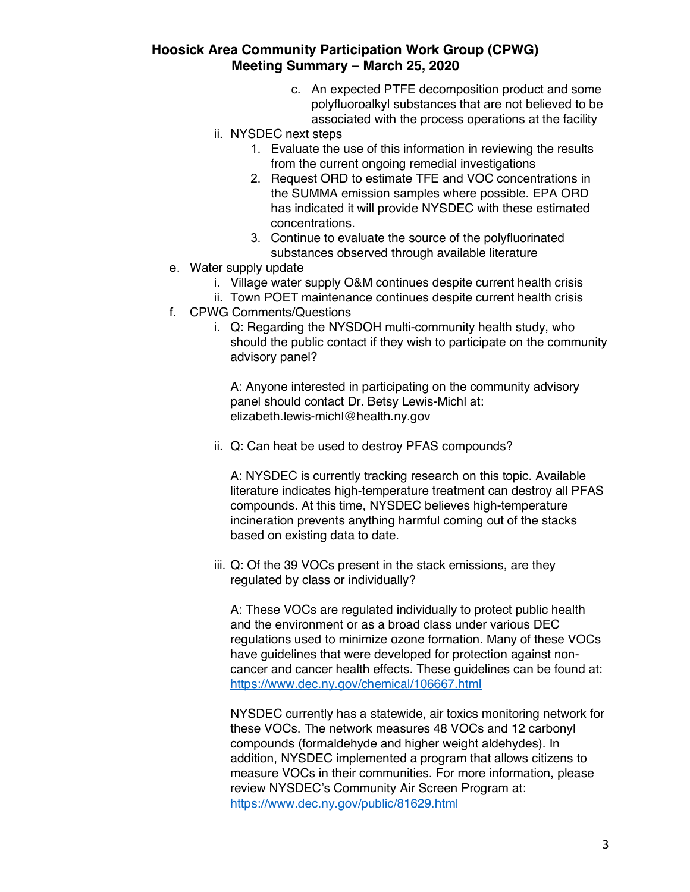c. An expected PTFE decomposition product and some polyfluoroalkyl substances that are not believed to be associated with the process operations at the facility

ii. NYSDEC next steps

1. Evaluate the use of this information in reviewing the results from the current ongoing remedial investigations
2. Request ORD to estimate TFE and VOC concentrations in the SUMMA emission samples where possible. EPA ORD has indicated it will provide NYSDEC with these estimated concentrations.
3. Continue to evaluate the source of the polyfluorinated substances observed through available literature

e. Water supply update

i. Village water supply O&M continues despite current health crisis

ii. Town POET maintenance continues despite current health crisis

f. CPWG Comments/Questions

i. Q: Regarding the NYSDOH multi-community health study, who should the public contact if they wish to participate on the community advisory panel?

A: Anyone interested in participating on the community advisory panel should contact Dr. Betsy Lewis-Michl at: elizabeth.lewis-michl@health.ny.gov

ii. Q: Can heat be used to destroy PFAS compounds?

A: NYSDEC is currently tracking research on this topic. Available literature indicates high-temperature treatment can destroy all PFAS compounds. At this time, NYSDEC believes high-temperature incineration prevents anything harmful coming out of the stacks based on existing data to date.

iii. Q: Of the 39 VOCs present in the stack emissions, are they regulated by class or individually?

A: These VOCs are regulated individually to protect public health and the environment or as a broad class under various DEC regulations used to minimize ozone formation. Many of these VOCs have guidelines that were developed for protection against non-cancer and cancer health effects. These guidelines can be found at: https://www.dec.ny.gov/chemical/106667.html

NYSDEC currently has a statewide, air toxics monitoring network for these VOCs. The network measures 48 VOCs and 12 carbonyl compounds (formaldehyde and higher weight aldehydes). In addition, NYSDEC implemented a program that allows citizens to measure VOCs in their communities. For more information, please review NYSDEC's Community Air Screen Program at: https://www.dec.ny.gov/public/81629.html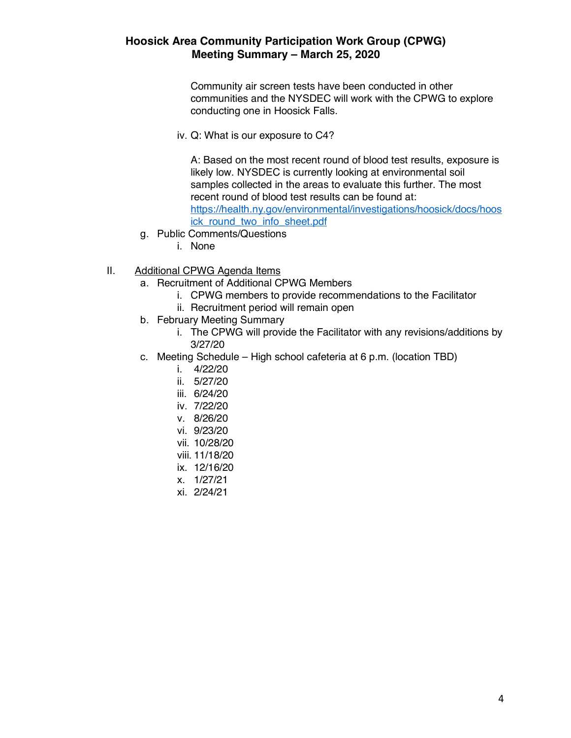Community air screen tests have been conducted in other communities and the NYSDEC will work with the CPWG to explore conducting one in Hoosick Falls.

iv. Q: What is our exposure to C4?

A: Based on the most recent round of blood test results, exposure is likely low. NYSDEC is currently looking at environmental soil samples collected in the areas to evaluate this further. The most recent round of blood test results can be found at: https://health.ny.gov/environmental/investigations/hoosick/docs/hoosick_round_two_info_sheet.pdf

g. Public Comments/Questions
   i. None

II. Additional CPWG Agenda Items
   a. Recruitment of Additional CPWG Members
      i. CPWG members to provide recommendations to the Facilitator
      ii. Recruitment period will remain open
   b. February Meeting Summary
      i. The CPWG will provide the Facilitator with any revisions/additions by 3/27/20
   c. Meeting Schedule – High school cafeteria at 6 p.m. (location TBD)
      i. 4/22/20
      ii. 5/27/20
      iii. 6/24/20
      iv. 7/22/20
      v. 8/26/20
      vi. 9/23/20
      vii. 10/28/20
      viii. 11/18/20
      ix. 12/16/20
      x. 1/27/21
      xi. 2/24/21